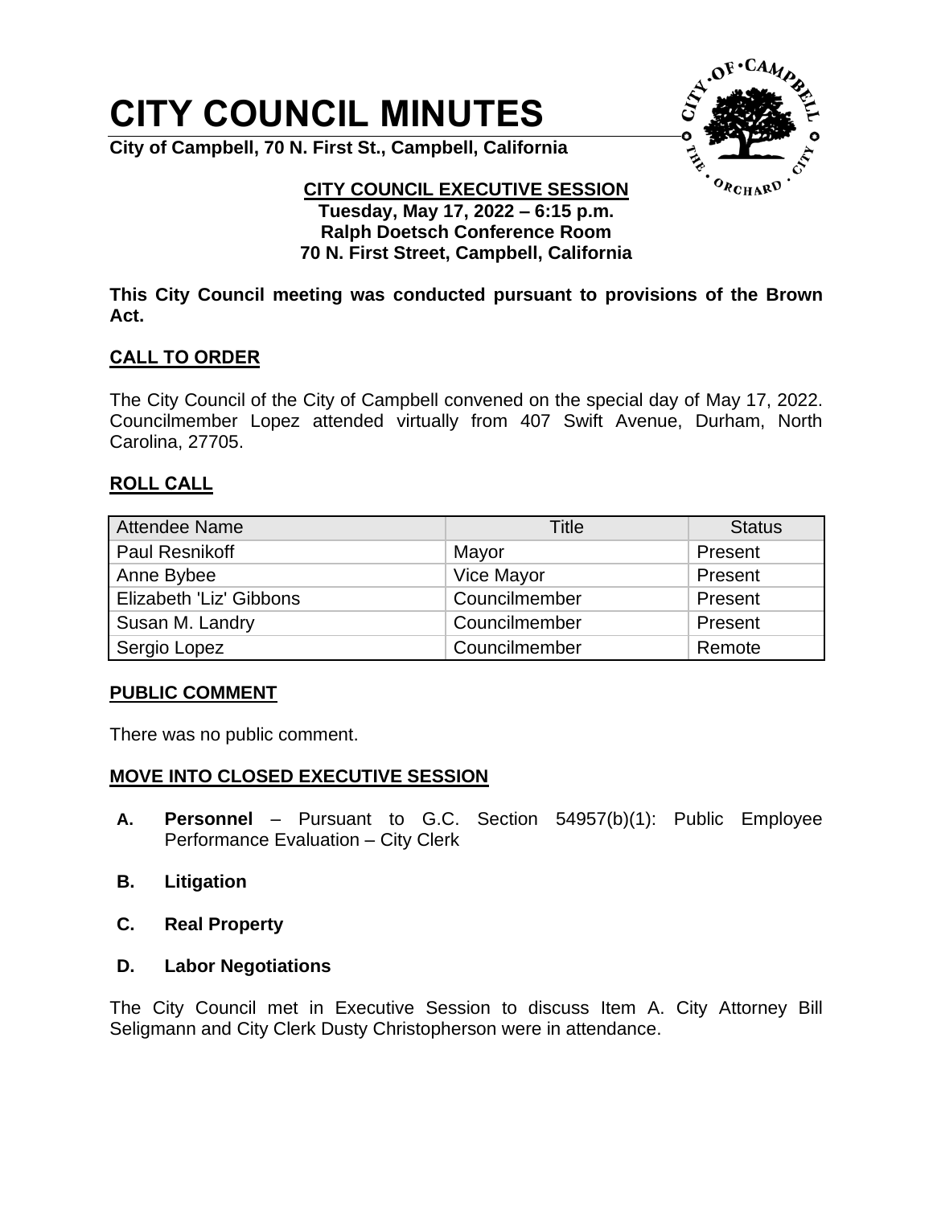# CITY COUNCIL MINUTES

**City of Campbell, 70 N. First St., Campbell, California**

**CITY COUNCIL EXECUTIVE SESSION**
**Tuesday, May 17, 2022 – 6:15 p.m.**
**Ralph Doetsch Conference Room**
**70 N. First Street, Campbell, California**

**This City Council meeting was conducted pursuant to provisions of the Brown Act.**

## CALL TO ORDER

The City Council of the City of Campbell convened on the special day of May 17, 2022. Councilmember Lopez attended virtually from 407 Swift Avenue, Durham, North Carolina, 27705.

## ROLL CALL

| Attendee Name | Title | Status |
|---|---|---|
| Paul Resnikoff | Mayor | Present |
| Anne Bybee | Vice Mayor | Present |
| Elizabeth 'Liz' Gibbons | Councilmember | Present |
| Susan M. Landry | Councilmember | Present |
| Sergio Lopez | Councilmember | Remote |

## PUBLIC COMMENT

There was no public comment.

## MOVE INTO CLOSED EXECUTIVE SESSION

- **A.** **Personnel** – Pursuant to G.C. Section 54957(b)(1): Public Employee Performance Evaluation – City Clerk
- **B.** **Litigation**
- **C.** **Real Property**
- **D.** **Labor Negotiations**

The City Council met in Executive Session to discuss Item A. City Attorney Bill Seligmann and City Clerk Dusty Christopherson were in attendance.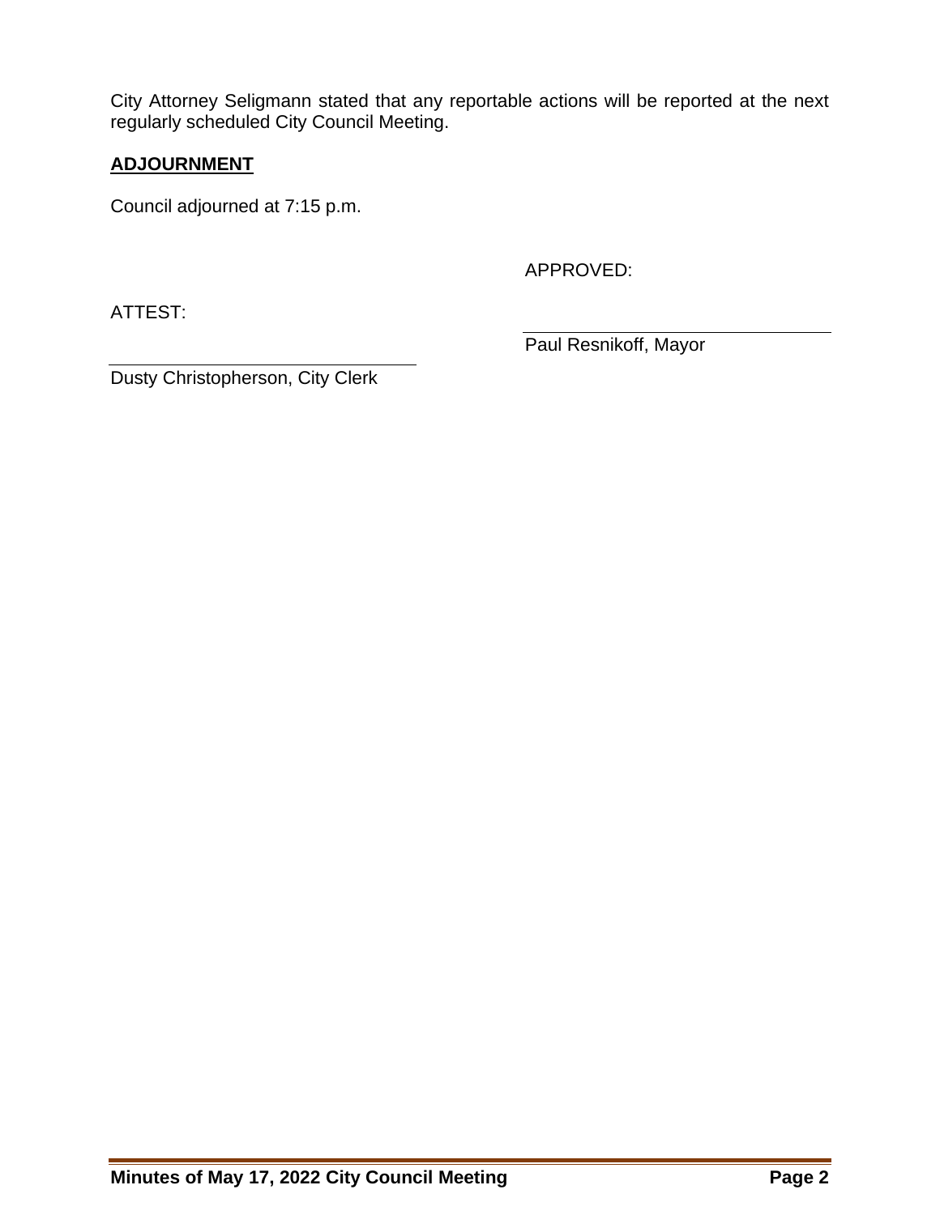City Attorney Seligmann stated that any reportable actions will be reported at the next regularly scheduled City Council Meeting.

## ADJOURNMENT

Council adjourned at 7:15 p.m.

APPROVED:

ATTEST:

Paul Resnikoff, Mayor

Dusty Christopherson, City Clerk